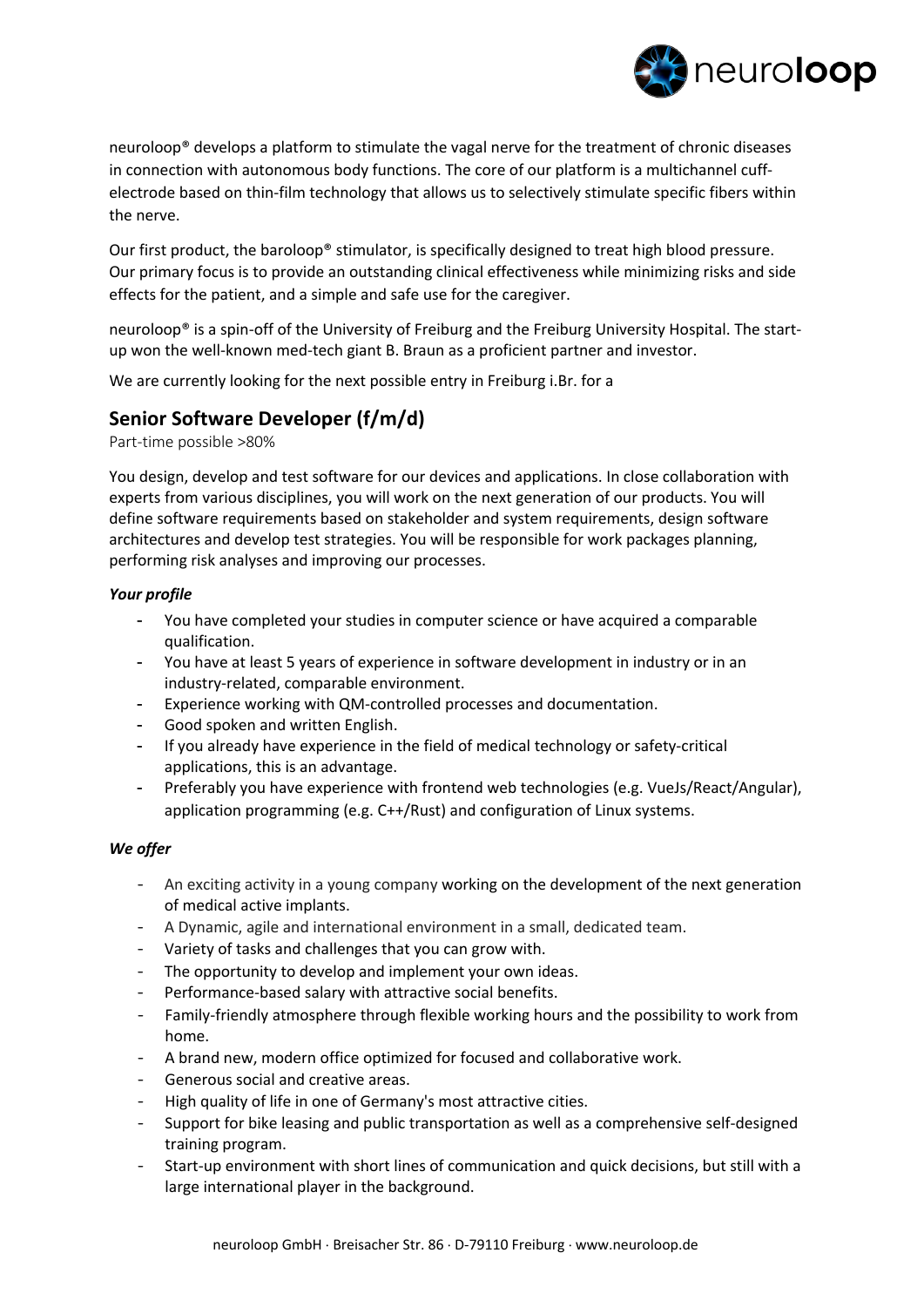neuroloop® develops a platform to stimulate the vagal nerve for the treatment of chronic diseases in connection with autonomous body functions. The core of our platform is a multichannel cuff-electrode based on thin-film technology that allows us to selectively stimulate specific fibers within the nerve.

Our first product, the baroloop® stimulator, is specifically designed to treat high blood pressure. Our primary focus is to provide an outstanding clinical effectiveness while minimizing risks and side effects for the patient, and a simple and safe use for the caregiver.

neuroloop® is a spin-off of the University of Freiburg and the Freiburg University Hospital. The start-up won the well-known med-tech giant B. Braun as a proficient partner and investor.

We are currently looking for the next possible entry in Freiburg i.Br. for a

## Senior Software Developer (f/m/d)

Part-time possible >80%

You design, develop and test software for our devices and applications. In close collaboration with experts from various disciplines, you will work on the next generation of our products. You will define software requirements based on stakeholder and system requirements, design software architectures and develop test strategies. You will be responsible for work packages planning, performing risk analyses and improving our processes.

### *Your profile*

- You have completed your studies in computer science or have acquired a comparable qualification.
- You have at least 5 years of experience in software development in industry or in an industry-related, comparable environment.
- Experience working with QM-controlled processes and documentation.
- Good spoken and written English.
- If you already have experience in the field of medical technology or safety-critical applications, this is an advantage.
- Preferably you have experience with frontend web technologies (e.g. VueJs/React/Angular), application programming (e.g. C++/Rust) and configuration of Linux systems.

### *We offer*

- An exciting activity in a young company working on the development of the next generation of medical active implants.
- A Dynamic, agile and international environment in a small, dedicated team.
- Variety of tasks and challenges that you can grow with.
- The opportunity to develop and implement your own ideas.
- Performance-based salary with attractive social benefits.
- Family-friendly atmosphere through flexible working hours and the possibility to work from home.
- A brand new, modern office optimized for focused and collaborative work.
- Generous social and creative areas.
- High quality of life in one of Germany's most attractive cities.
- Support for bike leasing and public transportation as well as a comprehensive self-designed training program.
- Start-up environment with short lines of communication and quick decisions, but still with a large international player in the background.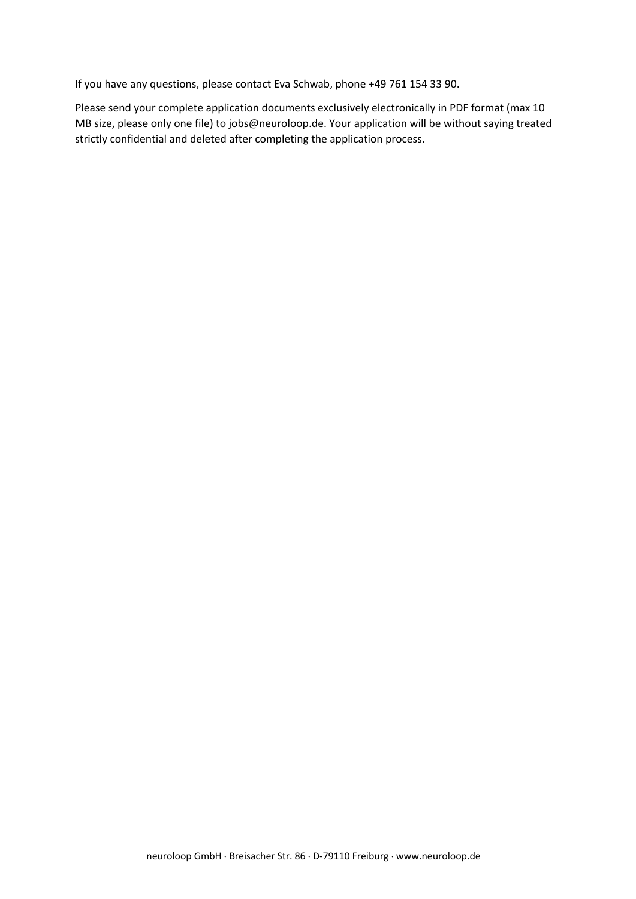If you have any questions, please contact Eva Schwab, phone +49 761 154 33 90.

Please send your complete application documents exclusively electronically in PDF format (max 10 MB size, please only one file) to jobs@neuroloop.de. Your application will be without saying treated strictly confidential and deleted after completing the application process.